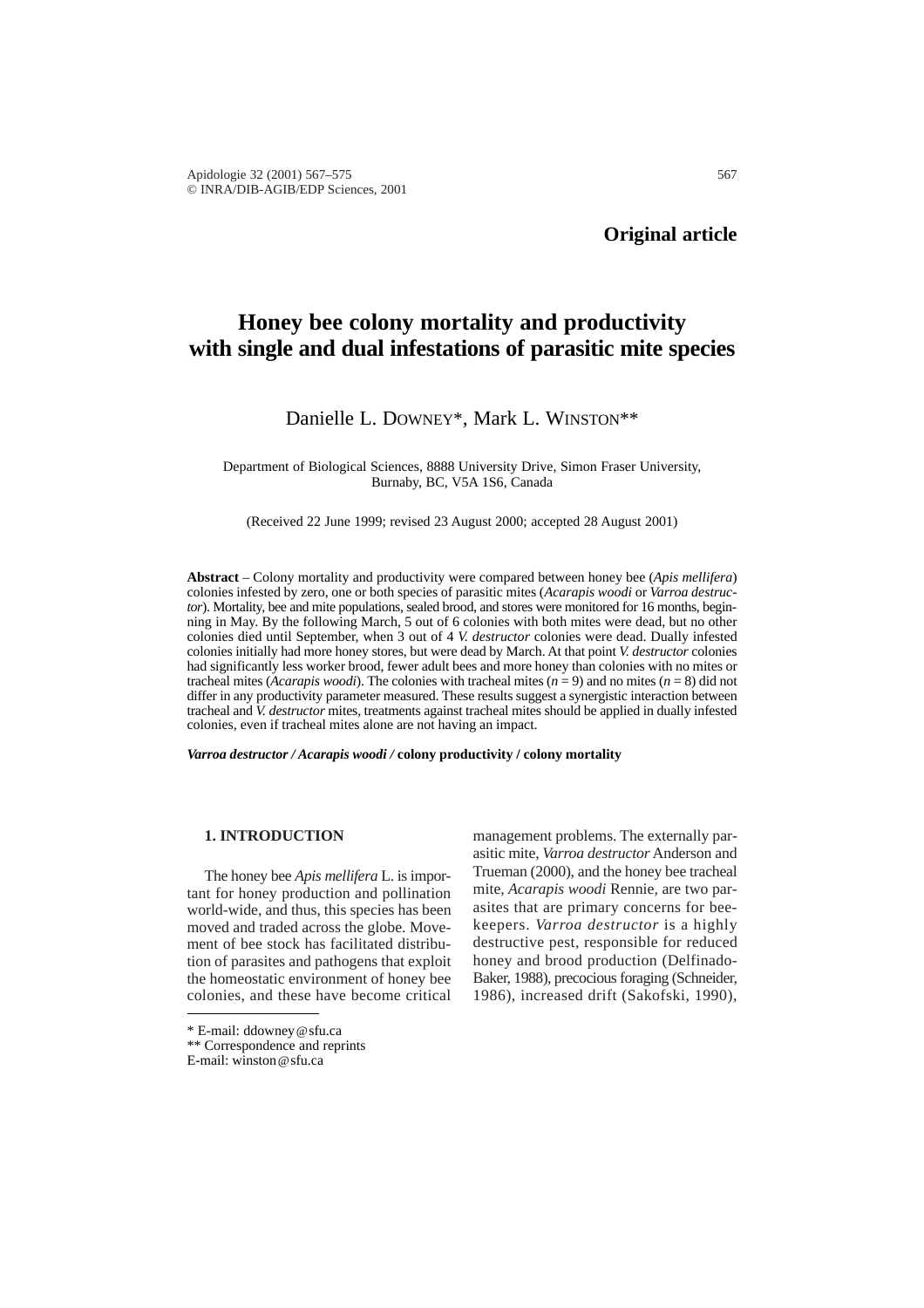**Original article**

# Honey bee colony mortality and productivity with single and dual infestations of parasitic mite species

Danielle L. DOWNEY*, Mark L. WINSTON**

Department of Biological Sciences, 8888 University Drive, Simon Fraser University, Burnaby, BC, V5A 1S6, Canada

(Received 22 June 1999; revised 23 August 2000; accepted 28 August 2001)

**Abstract** – Colony mortality and productivity were compared between honey bee (*Apis mellifera*) colonies infested by zero, one or both species of parasitic mites (*Acarapis woodi* or *Varroa destructor*). Mortality, bee and mite populations, sealed brood, and stores were monitored for 16 months, beginning in May. By the following March, 5 out of 6 colonies with both mites were dead, but no other colonies died until September, when 3 out of 4 *V. destructor* colonies were dead. Dually infested colonies initially had more honey stores, but were dead by March. At that point *V. destructor* colonies had significantly less worker brood, fewer adult bees and more honey than colonies with no mites or tracheal mites (*Acarapis woodi*). The colonies with tracheal mites ($n = 9$) and no mites ($n = 8$) did not differ in any productivity parameter measured. These results suggest a synergistic interaction between tracheal and *V. destructor* mites, treatments against tracheal mites should be applied in dually infested colonies, even if tracheal mites alone are not having an impact.

***Varroa destructor / Acarapis woodi /* colony productivity / colony mortality**

## 1. INTRODUCTION

The honey bee *Apis mellifera* L. is important for honey production and pollination world-wide, and thus, this species has been moved and traded across the globe. Movement of bee stock has facilitated distribution of parasites and pathogens that exploit the homeostatic environment of honey bee colonies, and these have become critical management problems. The externally parasitic mite, *Varroa destructor* Anderson and Trueman (2000), and the honey bee tracheal mite, *Acarapis woodi* Rennie, are two parasites that are primary concerns for beekeepers. *Varroa destructor* is a highly destructive pest, responsible for reduced honey and brood production (Delfinado-Baker, 1988), precocious foraging (Schneider, 1986), increased drift (Sakofski, 1990),

* E-mail: ddowney@sfu.ca
** Correspondence and reprints
E-mail: winston@sfu.ca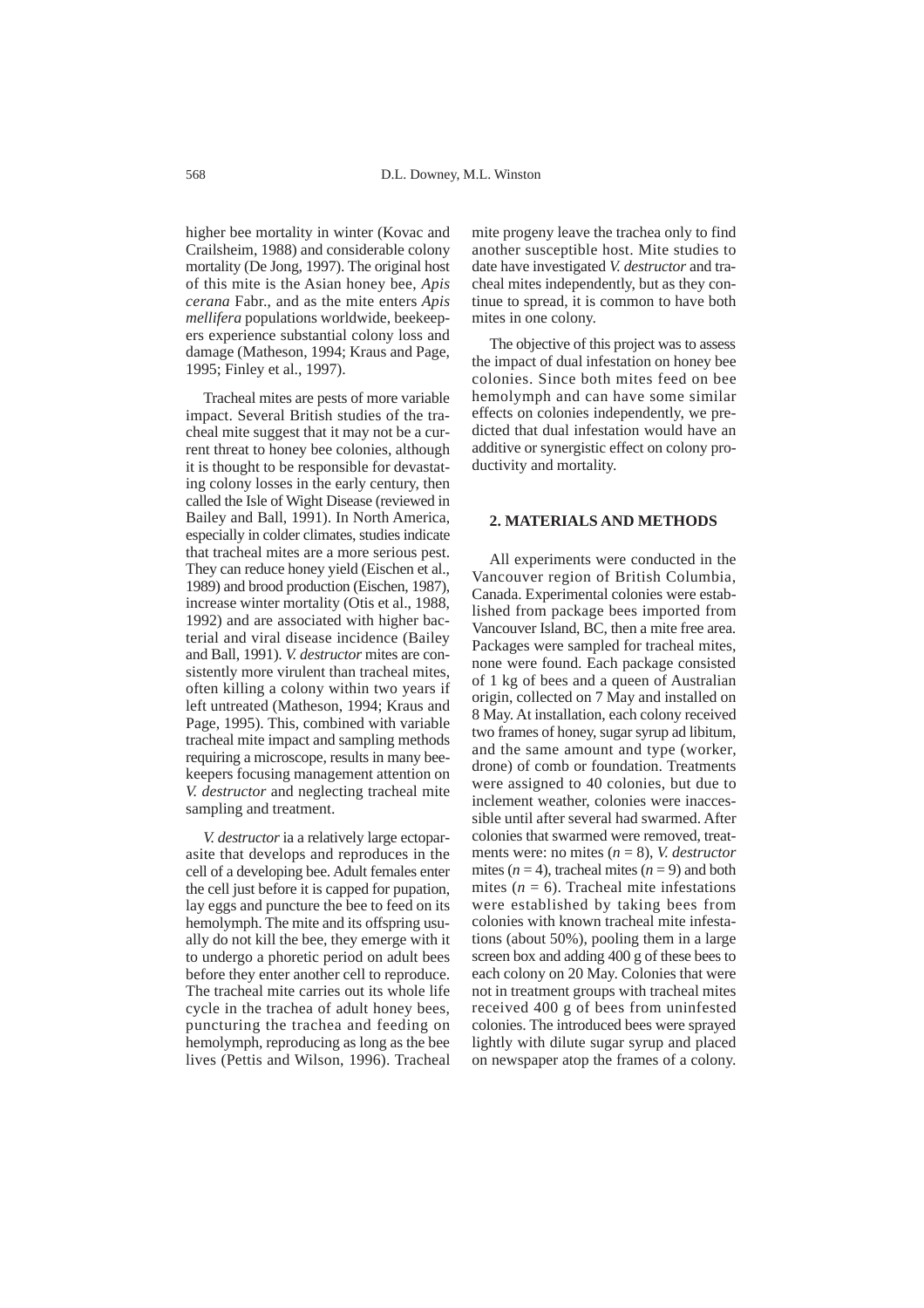higher bee mortality in winter (Kovac and Crailsheim, 1988) and considerable colony mortality (De Jong, 1997). The original host of this mite is the Asian honey bee, *Apis cerana* Fabr., and as the mite enters *Apis mellifera* populations worldwide, beekeepers experience substantial colony loss and damage (Matheson, 1994; Kraus and Page, 1995; Finley et al., 1997).

Tracheal mites are pests of more variable impact. Several British studies of the tracheal mite suggest that it may not be a current threat to honey bee colonies, although it is thought to be responsible for devastating colony losses in the early century, then called the Isle of Wight Disease (reviewed in Bailey and Ball, 1991). In North America, especially in colder climates, studies indicate that tracheal mites are a more serious pest. They can reduce honey yield (Eischen et al., 1989) and brood production (Eischen, 1987), increase winter mortality (Otis et al., 1988, 1992) and are associated with higher bacterial and viral disease incidence (Bailey and Ball, 1991). *V. destructor* mites are consistently more virulent than tracheal mites, often killing a colony within two years if left untreated (Matheson, 1994; Kraus and Page, 1995). This, combined with variable tracheal mite impact and sampling methods requiring a microscope, results in many beekeepers focusing management attention on *V. destructor* and neglecting tracheal mite sampling and treatment.

*V. destructor* ia a relatively large ectoparasite that develops and reproduces in the cell of a developing bee. Adult females enter the cell just before it is capped for pupation, lay eggs and puncture the bee to feed on its hemolymph. The mite and its offspring usually do not kill the bee, they emerge with it to undergo a phoretic period on adult bees before they enter another cell to reproduce. The tracheal mite carries out its whole life cycle in the trachea of adult honey bees, puncturing the trachea and feeding on hemolymph, reproducing as long as the bee lives (Pettis and Wilson, 1996). Tracheal mite progeny leave the trachea only to find another susceptible host. Mite studies to date have investigated *V. destructor* and tracheal mites independently, but as they continue to spread, it is common to have both mites in one colony.

The objective of this project was to assess the impact of dual infestation on honey bee colonies. Since both mites feed on bee hemolymph and can have some similar effects on colonies independently, we predicted that dual infestation would have an additive or synergistic effect on colony productivity and mortality.

## 2. MATERIALS AND METHODS

All experiments were conducted in the Vancouver region of British Columbia, Canada. Experimental colonies were established from package bees imported from Vancouver Island, BC, then a mite free area. Packages were sampled for tracheal mites, none were found. Each package consisted of 1 kg of bees and a queen of Australian origin, collected on 7 May and installed on 8 May. At installation, each colony received two frames of honey, sugar syrup ad libitum, and the same amount and type (worker, drone) of comb or foundation. Treatments were assigned to 40 colonies, but due to inclement weather, colonies were inaccessible until after several had swarmed. After colonies that swarmed were removed, treatments were: no mites ($n = 8$), *V. destructor* mites ($n = 4$), tracheal mites ($n = 9$) and both mites ($n = 6$). Tracheal mite infestations were established by taking bees from colonies with known tracheal mite infestations (about 50%), pooling them in a large screen box and adding 400 g of these bees to each colony on 20 May. Colonies that were not in treatment groups with tracheal mites received 400 g of bees from uninfested colonies. The introduced bees were sprayed lightly with dilute sugar syrup and placed on newspaper atop the frames of a colony.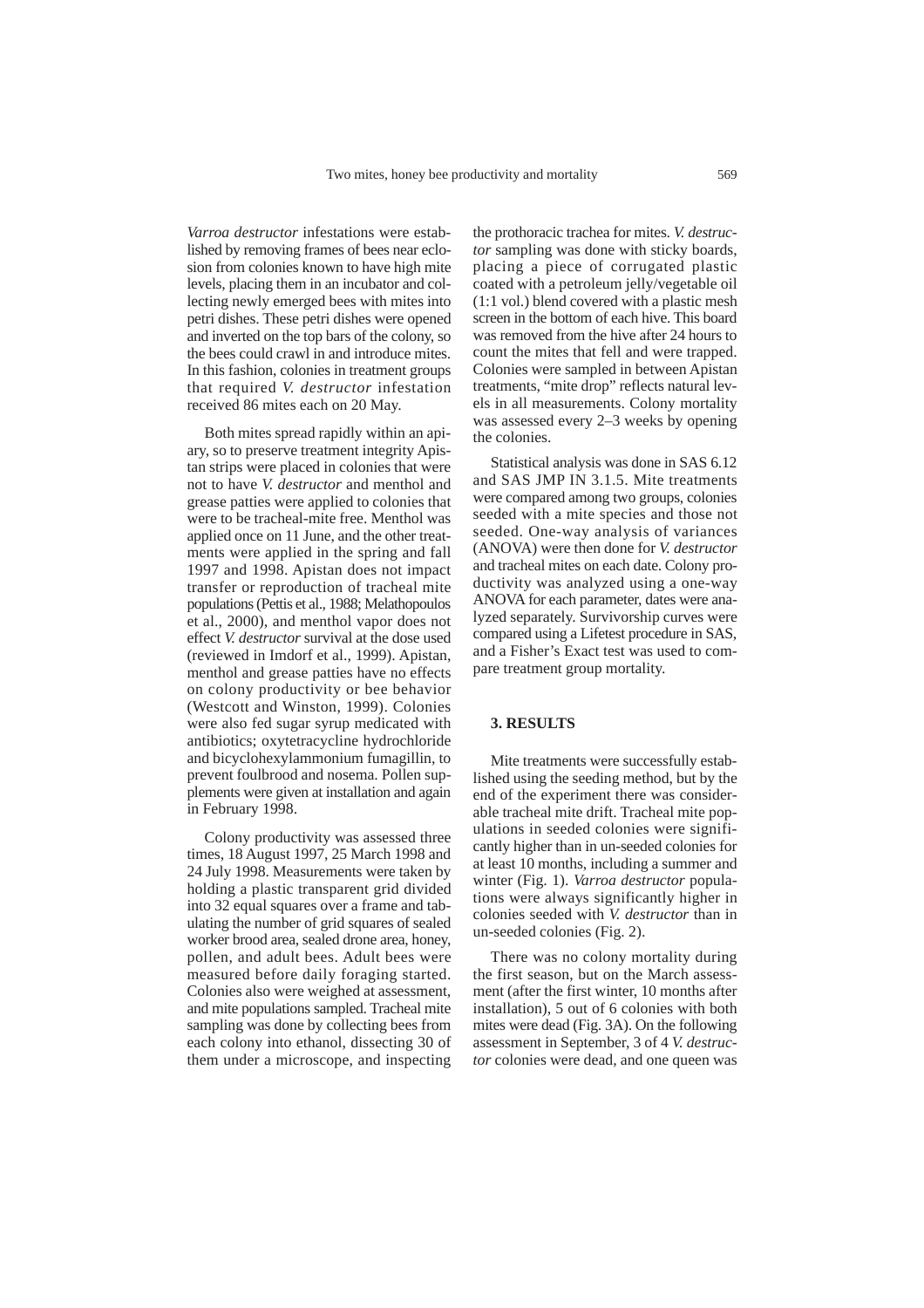*Varroa destructor* infestations were established by removing frames of bees near eclosion from colonies known to have high mite levels, placing them in an incubator and collecting newly emerged bees with mites into petri dishes. These petri dishes were opened and inverted on the top bars of the colony, so the bees could crawl in and introduce mites. In this fashion, colonies in treatment groups that required *V. destructor* infestation received 86 mites each on 20 May.

Both mites spread rapidly within an apiary, so to preserve treatment integrity Apistan strips were placed in colonies that were not to have *V. destructor* and menthol and grease patties were applied to colonies that were to be tracheal-mite free. Menthol was applied once on 11 June, and the other treatments were applied in the spring and fall 1997 and 1998. Apistan does not impact transfer or reproduction of tracheal mite populations (Pettis et al., 1988; Melathopoulos et al., 2000), and menthol vapor does not effect *V. destructor* survival at the dose used (reviewed in Imdorf et al., 1999). Apistan, menthol and grease patties have no effects on colony productivity or bee behavior (Westcott and Winston, 1999). Colonies were also fed sugar syrup medicated with antibiotics; oxytetracycline hydrochloride and bicyclohexylammonium fumagillin, to prevent foulbrood and nosema. Pollen supplements were given at installation and again in February 1998.

Colony productivity was assessed three times, 18 August 1997, 25 March 1998 and 24 July 1998. Measurements were taken by holding a plastic transparent grid divided into 32 equal squares over a frame and tabulating the number of grid squares of sealed worker brood area, sealed drone area, honey, pollen, and adult bees. Adult bees were measured before daily foraging started. Colonies also were weighed at assessment, and mite populations sampled. Tracheal mite sampling was done by collecting bees from each colony into ethanol, dissecting 30 of them under a microscope, and inspecting the prothoracic trachea for mites. *V. destructor* sampling was done with sticky boards, placing a piece of corrugated plastic coated with a petroleum jelly/vegetable oil (1:1 vol.) blend covered with a plastic mesh screen in the bottom of each hive. This board was removed from the hive after 24 hours to count the mites that fell and were trapped. Colonies were sampled in between Apistan treatments, "mite drop" reflects natural levels in all measurements. Colony mortality was assessed every 2–3 weeks by opening the colonies.

Statistical analysis was done in SAS 6.12 and SAS JMP IN 3.1.5. Mite treatments were compared among two groups, colonies seeded with a mite species and those not seeded. One-way analysis of variances (ANOVA) were then done for *V. destructor* and tracheal mites on each date. Colony productivity was analyzed using a one-way ANOVA for each parameter, dates were analyzed separately. Survivorship curves were compared using a Lifetest procedure in SAS, and a Fisher's Exact test was used to compare treatment group mortality.

## 3. RESULTS

Mite treatments were successfully established using the seeding method, but by the end of the experiment there was considerable tracheal mite drift. Tracheal mite populations in seeded colonies were significantly higher than in un-seeded colonies for at least 10 months, including a summer and winter (Fig. 1). *Varroa destructor* populations were always significantly higher in colonies seeded with *V. destructor* than in un-seeded colonies (Fig. 2).

There was no colony mortality during the first season, but on the March assessment (after the first winter, 10 months after installation), 5 out of 6 colonies with both mites were dead (Fig. 3A). On the following assessment in September, 3 of 4 *V. destructor* colonies were dead, and one queen was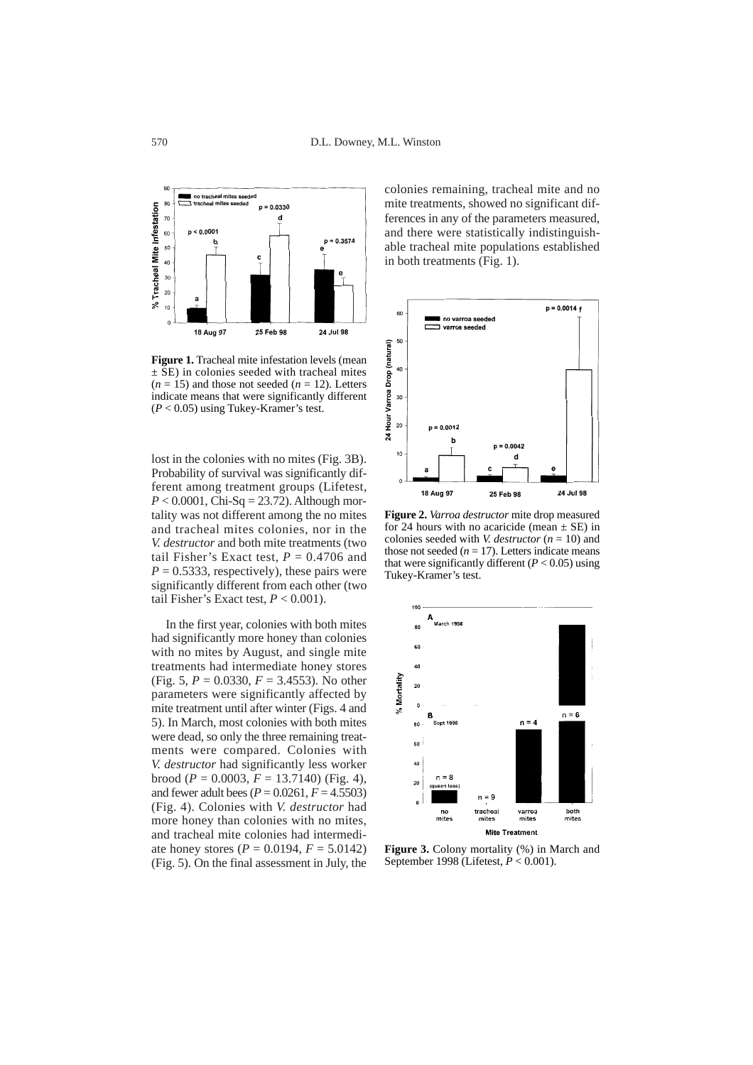**Figure 1.** Tracheal mite infestation levels (mean ± SE) in colonies seeded with tracheal mites ($n = 15$) and those not seeded ($n = 12$). Letters indicate means that were significantly different ($P < 0.05$) using Tukey-Kramer's test.

lost in the colonies with no mites (Fig. 3B). Probability of survival was significantly different among treatment groups (Lifetest, $P < 0.0001$, Chi-Sq = 23.72). Although mortality was not different among the no mites and tracheal mites colonies, nor in the *V. destructor* and both mite treatments (two tail Fisher's Exact test, $P = 0.4706$ and $P = 0.5333$, respectively), these pairs were significantly different from each other (two tail Fisher's Exact test, $P < 0.001$).

In the first year, colonies with both mites had significantly more honey than colonies with no mites by August, and single mite treatments had intermediate honey stores (Fig. 5, $P = 0.0330$, $F = 3.4553$). No other parameters were significantly affected by mite treatment until after winter (Figs. 4 and 5). In March, most colonies with both mites were dead, so only the three remaining treatments were compared. Colonies with *V. destructor* had significantly less worker brood ($P = 0.0003$, $F = 13.7140$) (Fig. 4), and fewer adult bees ($P = 0.0261$, $F = 4.5503$) (Fig. 4). Colonies with *V. destructor* had more honey than colonies with no mites, and tracheal mite colonies had intermediate honey stores ($P = 0.0194$, $F = 5.0142$) (Fig. 5). On the final assessment in July, the colonies remaining, tracheal mite and no mite treatments, showed no significant differences in any of the parameters measured, and there were statistically indistinguishable tracheal mite populations established in both treatments (Fig. 1).

**Figure 2.** *Varroa destructor* mite drop measured for 24 hours with no acaricide (mean ± SE) in colonies seeded with *V. destructor* ($n = 10$) and those not seeded ($n = 17$). Letters indicate means that were significantly different ($P < 0.05$) using Tukey-Kramer's test.

**Figure 3.** Colony mortality (%) in March and September 1998 (Lifetest, $P < 0.001$).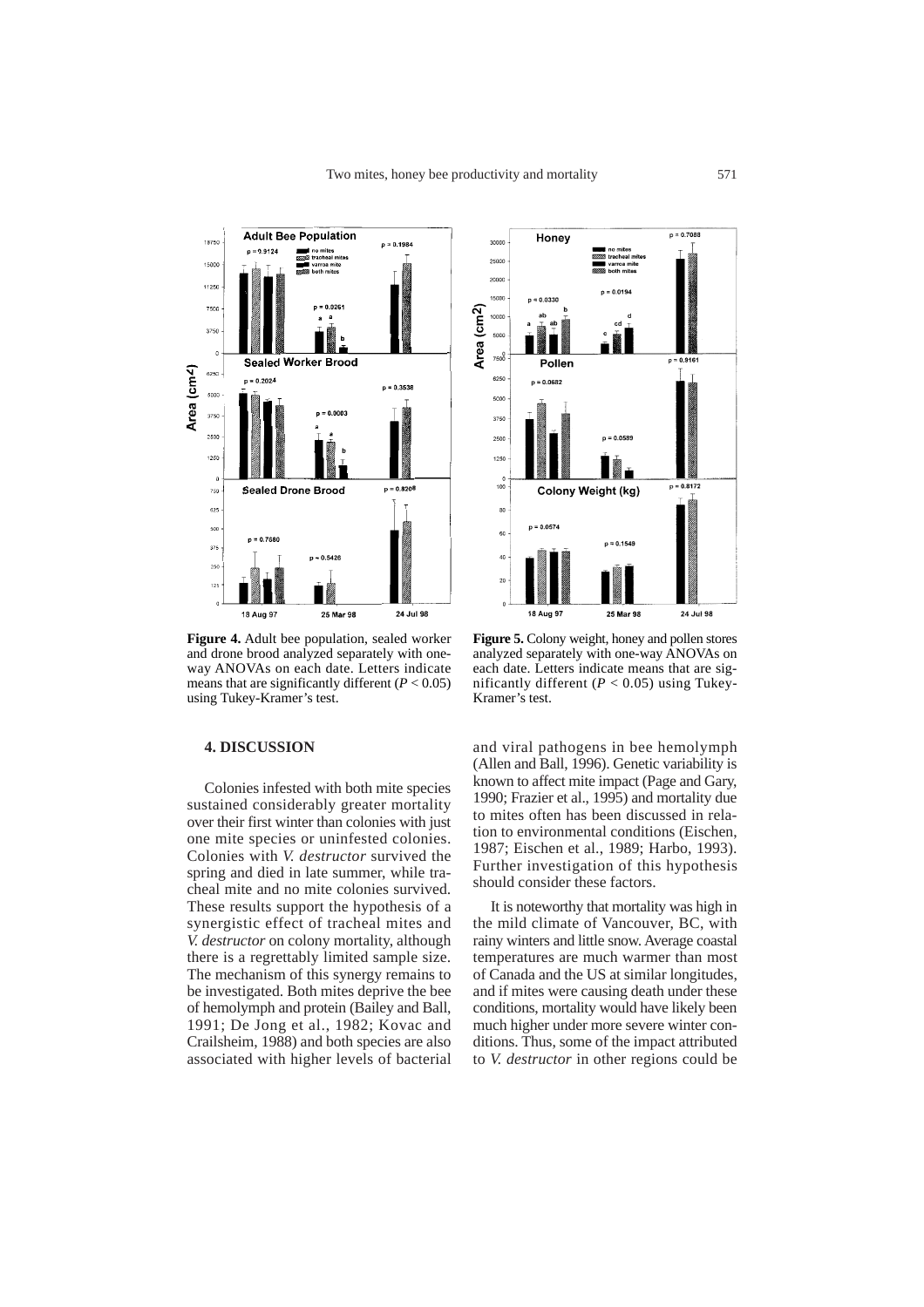**Figure 4.** Adult bee population, sealed worker and drone brood analyzed separately with one-way ANOVAs on each date. Letters indicate means that are significantly different ($P < 0.05$) using Tukey-Kramer's test.

**Figure 5.** Colony weight, honey and pollen stores analyzed separately with one-way ANOVAs on each date. Letters indicate means that are significantly different ($P < 0.05$) using Tukey-Kramer's test.

## 4. DISCUSSION

Colonies infested with both mite species sustained considerably greater mortality over their first winter than colonies with just one mite species or uninfested colonies. Colonies with *V. destructor* survived the spring and died in late summer, while tracheal mite and no mite colonies survived. These results support the hypothesis of a synergistic effect of tracheal mites and *V. destructor* on colony mortality, although there is a regrettably limited sample size. The mechanism of this synergy remains to be investigated. Both mites deprive the bee of hemolymph and protein (Bailey and Ball, 1991; De Jong et al., 1982; Kovac and Crailsheim, 1988) and both species are also associated with higher levels of bacterial and viral pathogens in bee hemolymph (Allen and Ball, 1996). Genetic variability is known to affect mite impact (Page and Gary, 1990; Frazier et al., 1995) and mortality due to mites often has been discussed in relation to environmental conditions (Eischen, 1987; Eischen et al., 1989; Harbo, 1993). Further investigation of this hypothesis should consider these factors.

It is noteworthy that mortality was high in the mild climate of Vancouver, BC, with rainy winters and little snow. Average coastal temperatures are much warmer than most of Canada and the US at similar longitudes, and if mites were causing death under these conditions, mortality would have likely been much higher under more severe winter conditions. Thus, some of the impact attributed to *V. destructor* in other regions could be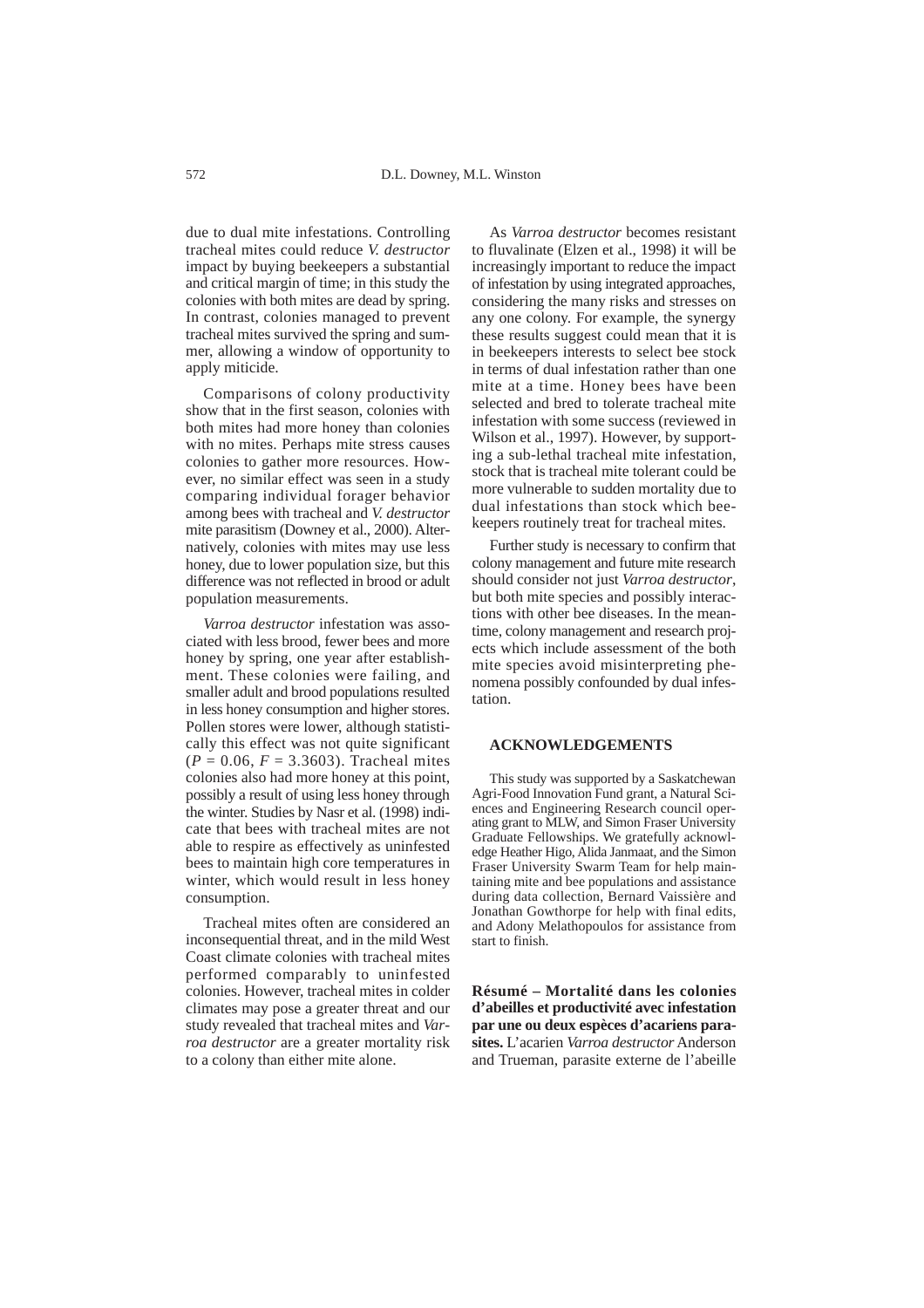due to dual mite infestations. Controlling tracheal mites could reduce *V. destructor* impact by buying beekeepers a substantial and critical margin of time; in this study the colonies with both mites are dead by spring. In contrast, colonies managed to prevent tracheal mites survived the spring and summer, allowing a window of opportunity to apply miticide.

Comparisons of colony productivity show that in the first season, colonies with both mites had more honey than colonies with no mites. Perhaps mite stress causes colonies to gather more resources. However, no similar effect was seen in a study comparing individual forager behavior among bees with tracheal and *V. destructor* mite parasitism (Downey et al., 2000). Alternatively, colonies with mites may use less honey, due to lower population size, but this difference was not reflected in brood or adult population measurements.

*Varroa destructor* infestation was associated with less brood, fewer bees and more honey by spring, one year after establishment. These colonies were failing, and smaller adult and brood populations resulted in less honey consumption and higher stores. Pollen stores were lower, although statistically this effect was not quite significant ($P = 0.06$, $F = 3.3603$). Tracheal mites colonies also had more honey at this point, possibly a result of using less honey through the winter. Studies by Nasr et al. (1998) indicate that bees with tracheal mites are not able to respire as effectively as uninfested bees to maintain high core temperatures in winter, which would result in less honey consumption.

Tracheal mites often are considered an inconsequential threat, and in the mild West Coast climate colonies with tracheal mites performed comparably to uninfested colonies. However, tracheal mites in colder climates may pose a greater threat and our study revealed that tracheal mites and *Varroa destructor* are a greater mortality risk to a colony than either mite alone.

As *Varroa destructor* becomes resistant to fluvalinate (Elzen et al., 1998) it will be increasingly important to reduce the impact of infestation by using integrated approaches, considering the many risks and stresses on any one colony. For example, the synergy these results suggest could mean that it is in beekeepers interests to select bee stock in terms of dual infestation rather than one mite at a time. Honey bees have been selected and bred to tolerate tracheal mite infestation with some success (reviewed in Wilson et al., 1997). However, by supporting a sub-lethal tracheal mite infestation, stock that is tracheal mite tolerant could be more vulnerable to sudden mortality due to dual infestations than stock which beekeepers routinely treat for tracheal mites.

Further study is necessary to confirm that colony management and future mite research should consider not just *Varroa destructor*, but both mite species and possibly interactions with other bee diseases. In the meantime, colony management and research projects which include assessment of the both mite species avoid misinterpreting phenomena possibly confounded by dual infestation.

## ACKNOWLEDGEMENTS

This study was supported by a Saskatchewan Agri-Food Innovation Fund grant, a Natural Sciences and Engineering Research council operating grant to MLW, and Simon Fraser University Graduate Fellowships. We gratefully acknowledge Heather Higo, Alida Janmaat, and the Simon Fraser University Swarm Team for help maintaining mite and bee populations and assistance during data collection, Bernard Vaissière and Jonathan Gowthorpe for help with final edits, and Adony Melathopoulos for assistance from start to finish.

**Résumé – Mortalité dans les colonies d'abeilles et productivité avec infestation par une ou deux espèces d'acariens parasites.** L'acarien *Varroa destructor* Anderson and Trueman, parasite externe de l'abeille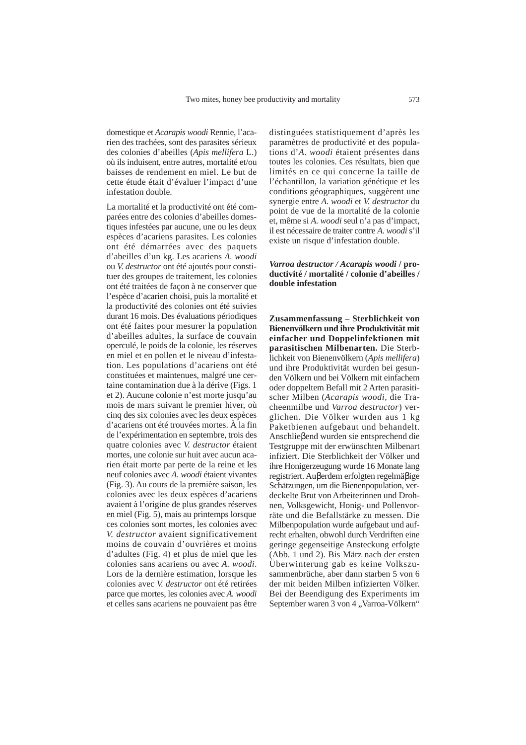domestique et *Acarapis woodi* Rennie, l'acarien des trachées, sont des parasites sérieux des colonies d'abeilles (*Apis mellifera* L.) où ils induisent, entre autres, mortalité et/ou baisses de rendement en miel. Le but de cette étude était d'évaluer l'impact d'une infestation double.

La mortalité et la productivité ont été comparées entre des colonies d'abeilles domestiques infestées par aucune, une ou les deux espèces d'acariens parasites. Les colonies ont été démarrées avec des paquets d'abeilles d'un kg. Les acariens *A. woodi* ou *V. destructor* ont été ajoutés pour constituer des groupes de traitement, les colonies ont été traitées de façon à ne conserver que l'espèce d'acarien choisi, puis la mortalité et la productivité des colonies ont été suivies durant 16 mois. Des évaluations périodiques ont été faites pour mesurer la population d'abeilles adultes, la surface de couvain operculé, le poids de la colonie, les réserves en miel et en pollen et le niveau d'infestation. Les populations d'acariens ont été constituées et maintenues, malgré une certaine contamination due à la dérive (Figs. 1 et 2). Aucune colonie n'est morte jusqu'au mois de mars suivant le premier hiver, où cinq des six colonies avec les deux espèces d'acariens ont été trouvées mortes. À la fin de l'expérimentation en septembre, trois des quatre colonies avec *V. destructor* étaient mortes, une colonie sur huit avec aucun acarien était morte par perte de la reine et les neuf colonies avec *A. woodi* étaient vivantes (Fig. 3). Au cours de la première saison, les colonies avec les deux espèces d'acariens avaient à l'origine de plus grandes réserves en miel (Fig. 5), mais au printemps lorsque ces colonies sont mortes, les colonies avec *V. destructor* avaient significativement moins de couvain d'ouvrières et moins d'adultes (Fig. 4) et plus de miel que les colonies sans acariens ou avec *A. woodi*. Lors de la dernière estimation, lorsque les colonies avec *V. destructor* ont été retirées parce que mortes, les colonies avec *A. woodi* et celles sans acariens ne pouvaient pas être distinguées statistiquement d'après les paramètres de productivité et des populations d'*A. woodi* étaient présentes dans toutes les colonies. Ces résultats, bien que limités en ce qui concerne la taille de l'échantillon, la variation génétique et les conditions géographiques, suggèrent une synergie entre *A. woodi* et *V. destructor* du point de vue de la mortalité de la colonie et, même si *A. woodi* seul n'a pas d'impact, il est nécessaire de traiter contre *A. woodi* s'il existe un risque d'infestation double.

***Varroa destructor / Acarapis woodi* / productivité / mortalité / colonie d'abeilles / double infestation**

**Zusammenfassung – Sterblichkeit von Bienenvölkern und ihre Produktivität mit einfacher und Doppelinfektionen mit parasitischen Milbenarten.** Die Sterblichkeit von Bienenvölkern (*Apis mellifera*) und ihre Produktivität wurden bei gesunden Völkern und bei Völkern mit einfachem oder doppeltem Befall mit 2 Arten parasitischer Milben (*Acarapis woodi*, die Tracheenmilbe und *Varroa destructor*) verglichen. Die Völker wurden aus 1 kg Paketbienen aufgebaut und behandelt. Anschließend wurden sie entsprechend die Testgruppe mit der erwünschten Milbenart infiziert. Die Sterblichkeit der Völker und ihre Honigerzeugung wurde 16 Monate lang registriert. Außerdem erfolgten regelmäßige Schätzungen, um die Bienenpopulation, verdeckelte Brut von Arbeiterinnen und Drohnen, Volksgewicht, Honig- und Pollenvorräte und die Befallstärke zu messen. Die Milbenpopulation wurde aufgebaut und aufrecht erhalten, obwohl durch Verdriften eine geringe gegenseitige Ansteckung erfolgte (Abb. 1 und 2). Bis März nach der ersten Überwinterung gab es keine Volkszusammenbrüche, aber dann starben 5 von 6 der mit beiden Milben infizierten Völker. Bei der Beendigung des Experiments im September waren 3 von 4 „Varroa-Völkern"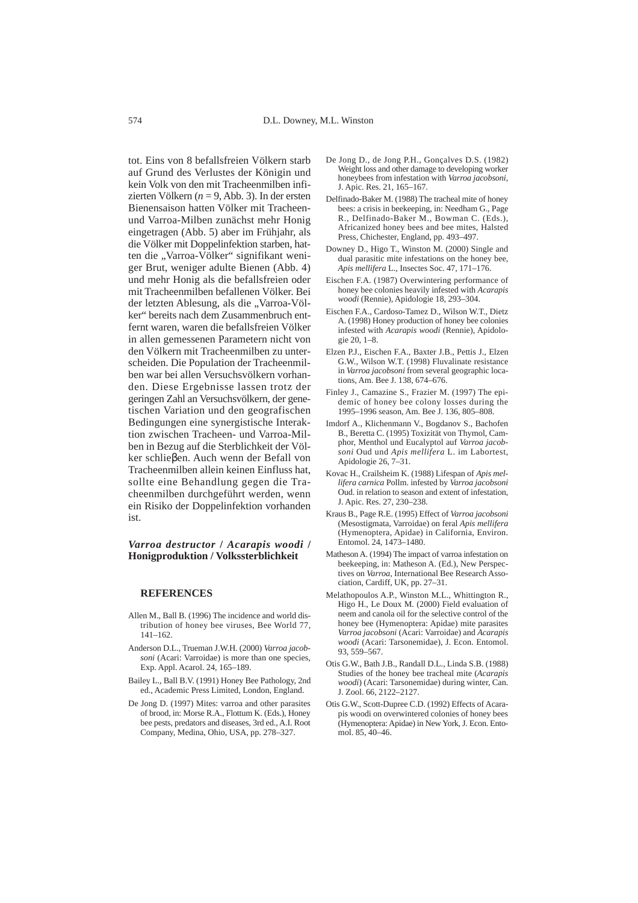tot. Eins von 8 befallsfreien Völkern starb auf Grund des Verlustes der Königin und kein Volk von den mit Tracheenmilben infizierten Völkern (*n* = 9, Abb. 3). In der ersten Bienensaison hatten Völker mit Tracheen- und Varroa-Milben zunächst mehr Honig eingetragen (Abb. 5) aber im Frühjahr, als die Völker mit Doppelinfektion starben, hatten die „Varroa-Völker" signifikant weniger Brut, weniger adulte Bienen (Abb. 4) und mehr Honig als die befallsfreien oder mit Tracheenmilben befallenen Völker. Bei der letzten Ablesung, als die „Varroa-Völker" bereits nach dem Zusammenbruch entfernt waren, waren die befallsfreien Völker in allen gemessenen Parametern nicht von den Völkern mit Tracheenmilben zu unterscheiden. Die Population der Tracheenmilben war bei allen Versuchsvölkern vorhanden. Diese Ergebnisse lassen trotz der geringen Zahl an Versuchsvölkern, der genetischen Variation und den geografischen Bedingungen eine synergistische Interaktion zwischen Tracheen- und Varroa-Milben in Bezug auf die Sterblichkeit der Völker schlieβen. Auch wenn der Befall von Tracheenmilben allein keinen Einfluss hat, sollte eine Behandlung gegen die Tracheenmilben durchgeführt werden, wenn ein Risiko der Doppelinfektion vorhanden ist.

***Varroa destructor* / *Acarapis woodi* / Honigproduktion / Volkssterblichkeit**

## REFERENCES

Allen M., Ball B. (1996) The incidence and world distribution of honey bee viruses, Bee World 77, 141–162.

Anderson D.L., Trueman J.W.H. (2000) *Varroa jacobsoni* (Acari: Varroidae) is more than one species, Exp. Appl. Acarol. 24, 165–189.

Bailey L., Ball B.V. (1991) Honey Bee Pathology, 2nd ed., Academic Press Limited, London, England.

De Jong D. (1997) Mites: varroa and other parasites of brood, in: Morse R.A., Flottum K. (Eds.), Honey bee pests, predators and diseases, 3rd ed., A.I. Root Company, Medina, Ohio, USA, pp. 278–327.

De Jong D., de Jong P.H., Gonçalves D.S. (1982) Weight loss and other damage to developing worker honeybees from infestation with *Varroa jacobsoni*, J. Apic. Res. 21, 165–167.

Delfinado-Baker M. (1988) The tracheal mite of honey bees: a crisis in beekeeping, in: Needham G., Page R., Delfinado-Baker M., Bowman C. (Eds.), Africanized honey bees and bee mites, Halsted Press, Chichester, England, pp. 493–497.

Downey D., Higo T., Winston M. (2000) Single and dual parasitic mite infestations on the honey bee, *Apis mellifera* L., Insectes Soc. 47, 171–176.

Eischen F.A. (1987) Overwintering performance of honey bee colonies heavily infested with *Acarapis woodi* (Rennie), Apidologie 18, 293–304.

Eischen F.A., Cardoso-Tamez D., Wilson W.T., Dietz A. (1998) Honey production of honey bee colonies infested with *Acarapis woodi* (Rennie), Apidologie 20, 1–8.

Elzen P.J., Eischen F.A., Baxter J.B., Pettis J., Elzen G.W., Wilson W.T. (1998) Fluvalinate resistance in *Varroa jacobsoni* from several geographic locations, Am. Bee J. 138, 674–676.

Finley J., Camazine S., Frazier M. (1997) The epidemic of honey bee colony losses during the 1995–1996 season, Am. Bee J. 136, 805–808.

Imdorf A., Klichenmann V., Bogdanov S., Bachofen B., Beretta C. (1995) Toxizität von Thymol, Camphor, Menthol und Eucalyptol auf *Varroa jacobsoni* Oud und *Apis mellifera* L. im Labortest, Apidologie 26, 7–31.

Kovac H., Crailsheim K. (1988) Lifespan of *Apis mellifera carnica* Pollm. infested by *Varroa jacobsoni* Oud. in relation to season and extent of infestation, J. Apic. Res. 27, 230–238.

Kraus B., Page R.E. (1995) Effect of *Varroa jacobsoni* (Mesostigmata, Varroidae) on feral *Apis mellifera* (Hymenoptera, Apidae) in California, Environ. Entomol. 24, 1473–1480.

Matheson A. (1994) The impact of varroa infestation on beekeeping, in: Matheson A. (Ed.), New Perspectives on *Varroa*, International Bee Research Association, Cardiff, UK, pp. 27–31.

Melathopoulos A.P., Winston M.L., Whittington R., Higo H., Le Doux M. (2000) Field evaluation of neem and canola oil for the selective control of the honey bee (Hymenoptera: Apidae) mite parasites *Varroa jacobsoni* (Acari: Varroidae) and *Acarapis woodi* (Acari: Tarsonemidae), J. Econ. Entomol. 93, 559–567.

Otis G.W., Bath J.B., Randall D.L., Linda S.B. (1988) Studies of the honey bee tracheal mite (*Acarapis woodi*) (Acari: Tarsonemidae) during winter, Can. J. Zool. 66, 2122–2127.

Otis G.W., Scott-Dupree C.D. (1992) Effects of Acarapis woodi on overwintered colonies of honey bees (Hymenoptera: Apidae) in New York, J. Econ. Entomol. 85, 40–46.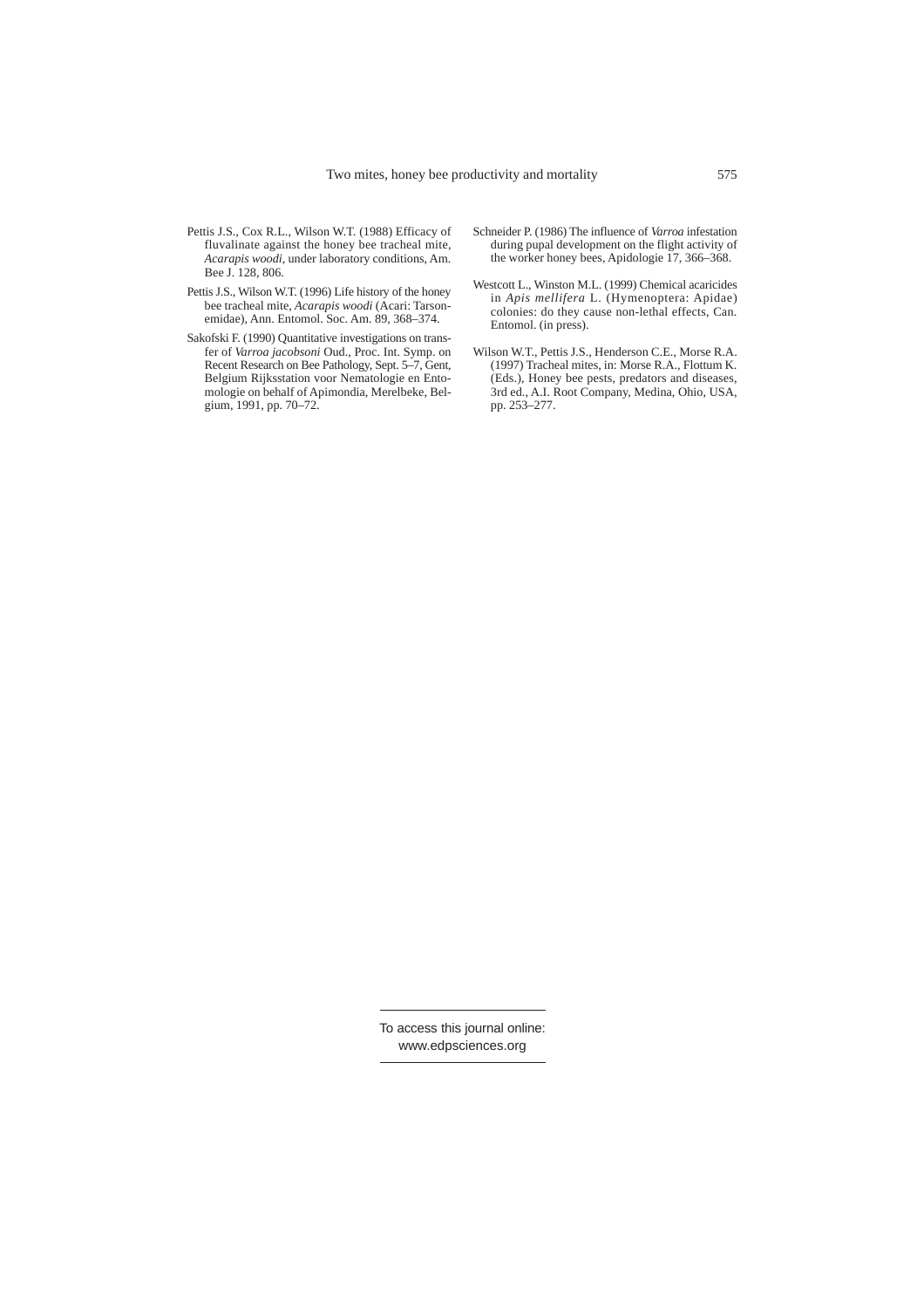Pettis J.S., Cox R.L., Wilson W.T. (1988) Efficacy of fluvalinate against the honey bee tracheal mite, *Acarapis woodi*, under laboratory conditions, Am. Bee J. 128, 806.

Pettis J.S., Wilson W.T. (1996) Life history of the honey bee tracheal mite, *Acarapis woodi* (Acari: Tarsonemidae), Ann. Entomol. Soc. Am. 89, 368–374.

Sakofski F. (1990) Quantitative investigations on transfer of *Varroa jacobsoni* Oud., Proc. Int. Symp. on Recent Research on Bee Pathology, Sept. 5–7, Gent, Belgium Rijksstation voor Nematologie en Entomologie on behalf of Apimondia, Merelbeke, Belgium, 1991, pp. 70–72.

Schneider P. (1986) The influence of *Varroa* infestation during pupal development on the flight activity of the worker honey bees, Apidologie 17, 366–368.

Westcott L., Winston M.L. (1999) Chemical acaricides in *Apis mellifera* L. (Hymenoptera: Apidae) colonies: do they cause non-lethal effects, Can. Entomol. (in press).

Wilson W.T., Pettis J.S., Henderson C.E., Morse R.A. (1997) Tracheal mites, in: Morse R.A., Flottum K. (Eds.), Honey bee pests, predators and diseases, 3rd ed., A.I. Root Company, Medina, Ohio, USA, pp. 253–277.

To access this journal online:
www.edpsciences.org